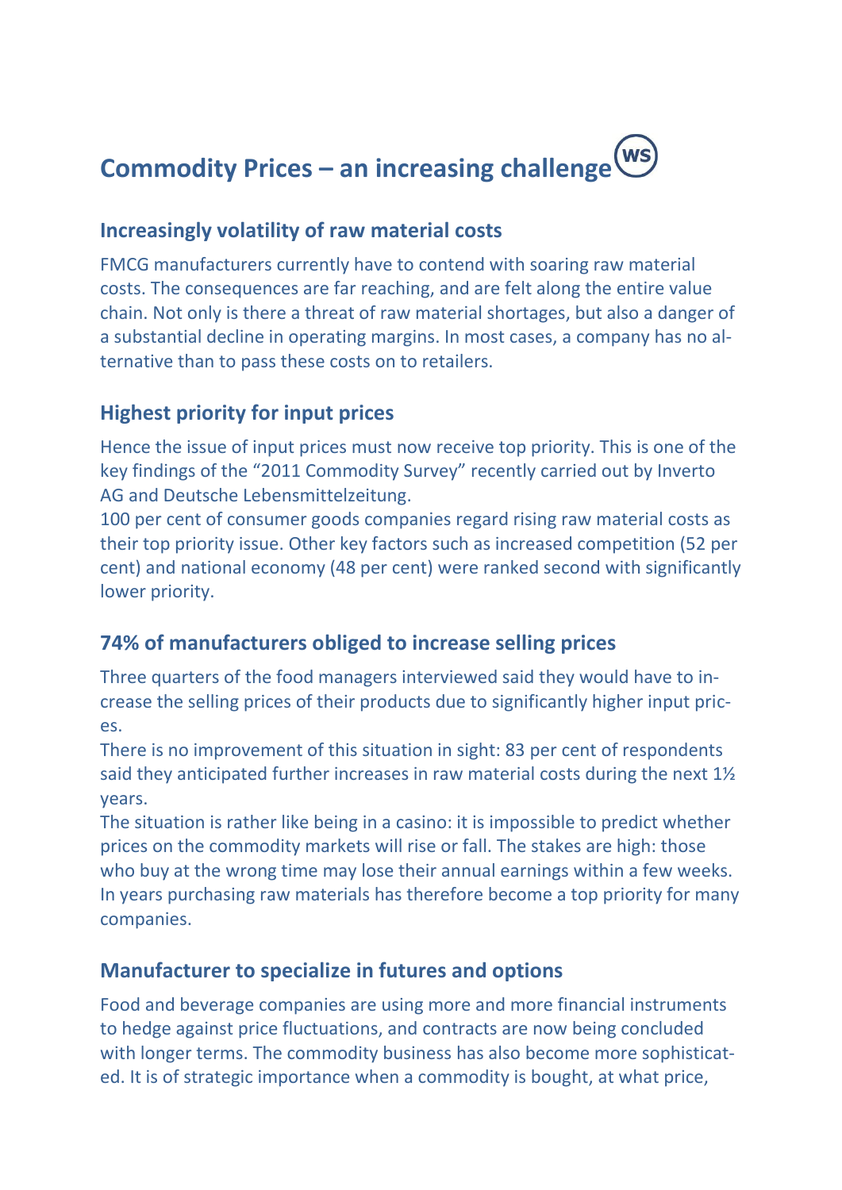# Commodity Prices – an increasing challenge

## Increasingly volatility of raw material costs

FMCG manufacturers currently have to contend with soaring raw material costs. The consequences are far reaching, and are felt along the entire value chain. Not only is there a threat of raw material shortages, but also a danger of a substantial decline in operating margins. In most cases, a company has no alternative than to pass these costs on to retailers.

## Highest priority for input prices

Hence the issue of input prices must now receive top priority. This is one of the key findings of the "2011 Commodity Survey" recently carried out by Inverto AG and Deutsche Lebensmittelzeitung.
100 per cent of consumer goods companies regard rising raw material costs as their top priority issue. Other key factors such as increased competition (52 per cent) and national economy (48 per cent) were ranked second with significantly lower priority.

## 74% of manufacturers obliged to increase selling prices

Three quarters of the food managers interviewed said they would have to increase the selling prices of their products due to significantly higher input prices.
There is no improvement of this situation in sight: 83 per cent of respondents said they anticipated further increases in raw material costs during the next 1½ years.
The situation is rather like being in a casino: it is impossible to predict whether prices on the commodity markets will rise or fall. The stakes are high: those who buy at the wrong time may lose their annual earnings within a few weeks. In years purchasing raw materials has therefore become a top priority for many companies.

## Manufacturer to specialize in futures and options

Food and beverage companies are using more and more financial instruments to hedge against price fluctuations, and contracts are now being concluded with longer terms. The commodity business has also become more sophisticated. It is of strategic importance when a commodity is bought, at what price,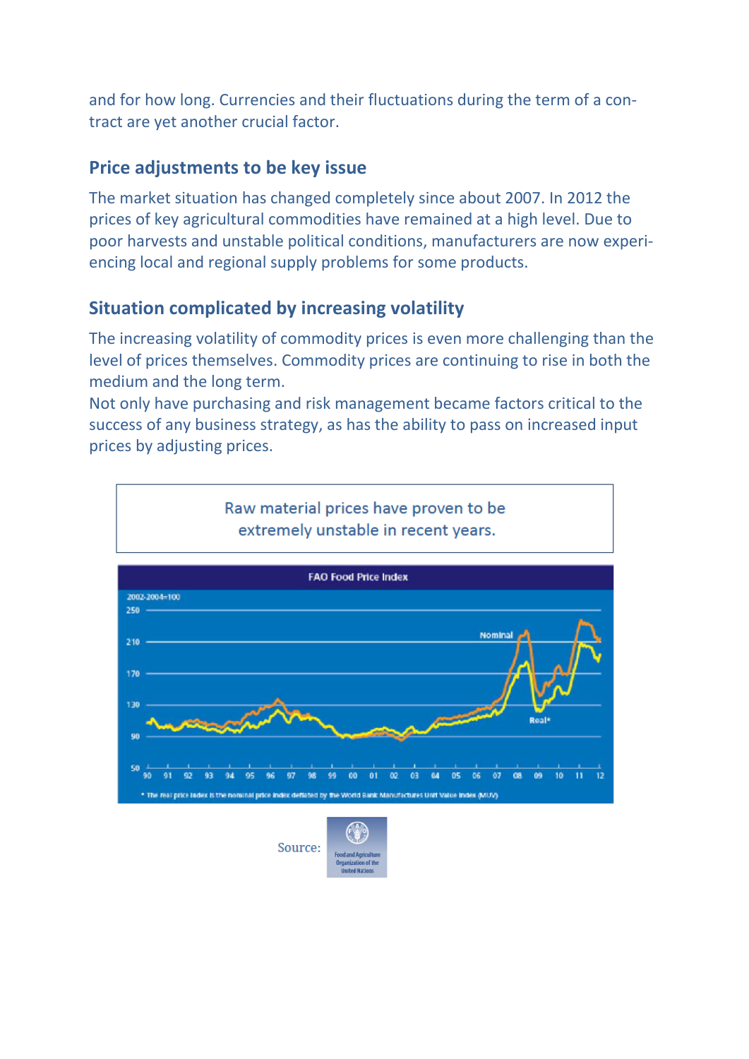and for how long. Currencies and their fluctuations during the term of a contract are yet another crucial factor.

## Price adjustments to be key issue

The market situation has changed completely since about 2007. In 2012 the prices of key agricultural commodities have remained at a high level. Due to poor harvests and unstable political conditions, manufacturers are now experiencing local and regional supply problems for some products.

## Situation complicated by increasing volatility

The increasing volatility of commodity prices is even more challenging than the level of prices themselves. Commodity prices are continuing to rise in both the medium and the long term.

Not only have purchasing and risk management became factors critical to the success of any business strategy, as has the ability to pass on increased input prices by adjusting prices.

Raw material prices have proven to be extremely unstable in recent years.

**FAO Food Price Index**

2002-2004=100

\* The real price index is the nominal price index deflated by the World Bank Manufactures Unit Value Index (MUV)

Source: Food and Agriculture Organization of the United Nations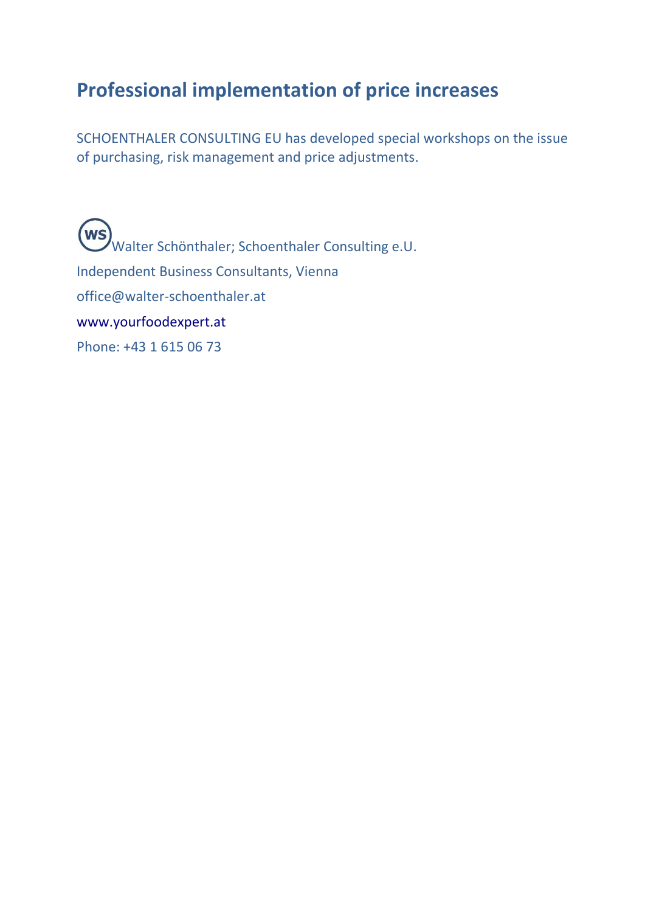## Professional implementation of price increases

SCHOENTHALER CONSULTING EU has developed special workshops on the issue of purchasing, risk management and price adjustments.

WS Walter Schönthaler; Schoenthaler Consulting e.U.

Independent Business Consultants, Vienna

office@walter-schoenthaler.at

www.yourfoodexpert.at

Phone: +43 1 615 06 73